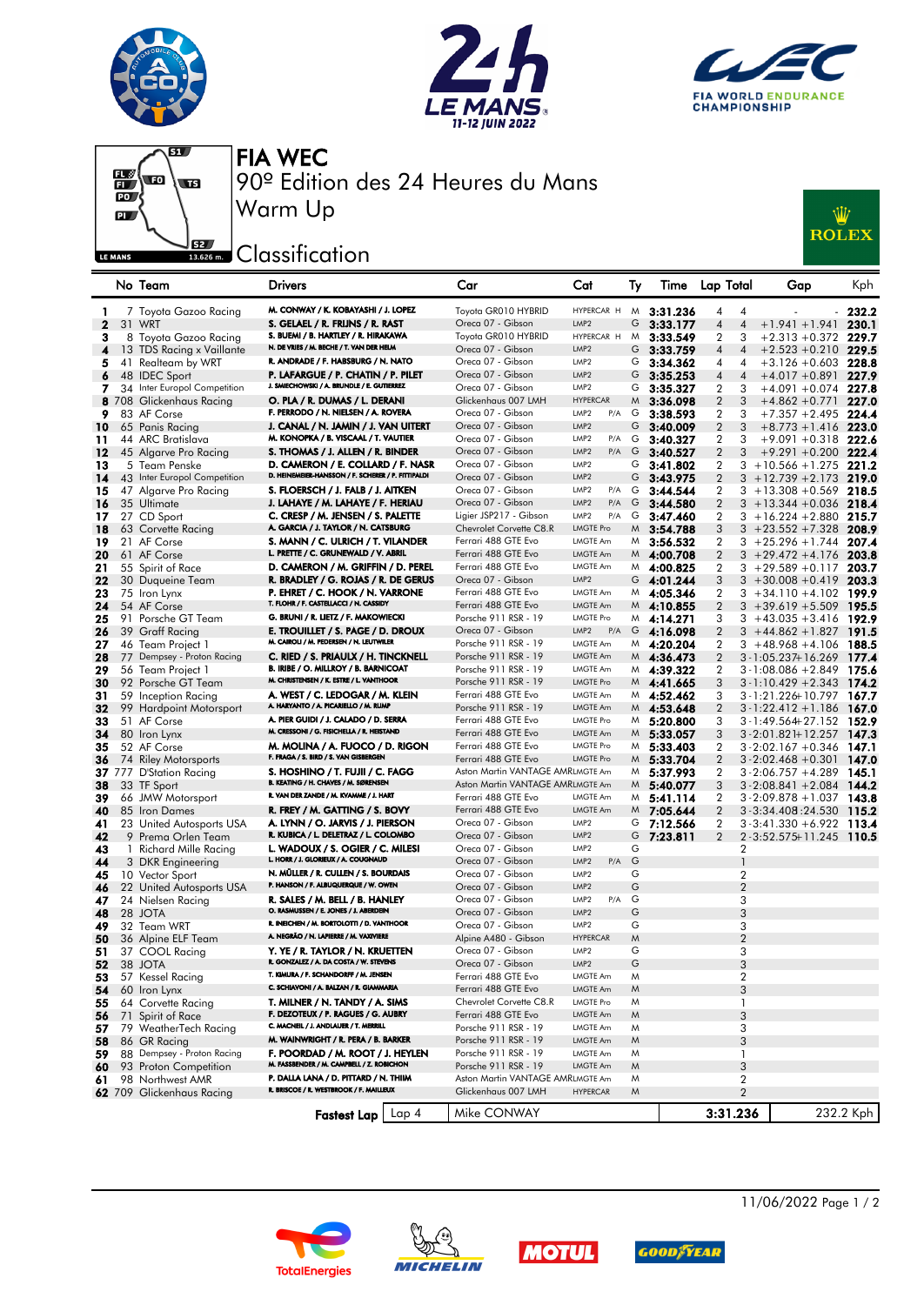# FIA WEC

## 90º Edition des 24 Heures du Mans

## Warm Up

## Classification

| | No | Team | Drivers | Car | Cat | | Ty | Time | Lap | Total | Gap | | Kph |
|---|---|---|---|---|---|---|---|---|---|---|---|---|---|
| 1 | 7 | Toyota Gazoo Racing | M. CONWAY / K. KOBAYASHI / J. LOPEZ | Toyota GR010 HYBRID | HYPERCAR H | | M | 3:31.236 | 4 | 4 | - | - | 232.2 |
| 2 | 31 | WRT | S. GELAEL / R. FRIJNS / R. RAST | Oreca 07 - Gibson | LMP2 | | G | 3:33.177 | 4 | 4 | +1.941 | +1.941 | 230.1 |
| 3 | 8 | Toyota Gazoo Racing | S. BUEMI / B. HARTLEY / R. HIRAKAWA | Toyota GR010 HYBRID | HYPERCAR H | | M | 3:33.549 | 2 | 3 | +2.313 | +0.372 | 229.7 |
| 4 | 13 | TDS Racing x Vaillante | N. DE VRIES / M. BECHE / T. VAN DER HELM | Oreca 07 - Gibson | LMP2 | | G | 3:33.759 | 4 | 4 | +2.523 | +0.210 | 229.5 |
| 5 | 41 | Realteam by WRT | R. ANDRADE / F. HABSBURG / N. NATO | Oreca 07 - Gibson | LMP2 | | G | 3:34.362 | 4 | 4 | +3.126 | +0.603 | 228.8 |
| 6 | 48 | IDEC Sport | P. LAFARGUE / P. CHATIN / P. PILET | Oreca 07 - Gibson | LMP2 | | G | 3:35.253 | 4 | 4 | +4.017 | +0.891 | 227.9 |
| 7 | 34 | Inter Europol Competition | J. SMIECHOWSKI / A. BRUNDLE / E. GUTIERREZ | Oreca 07 - Gibson | LMP2 | | G | 3:35.327 | 2 | 3 | +4.091 | +0.074 | 227.8 |
| 8 | 708 | Glickenhaus Racing | O. PLA / R. DUMAS / L. DERANI | Glickenhaus 007 LMH | HYPERCAR | | M | 3:36.098 | 2 | 3 | +4.862 | +0.771 | 227.0 |
| 9 | 83 | AF Corse | F. PERRODO / N. NIELSEN / A. ROVERA | Oreca 07 - Gibson | LMP2 | P/A | G | 3:38.593 | 2 | 3 | +7.357 | +2.495 | 224.4 |
| 10 | 65 | Panis Racing | J. CANAL / N. JAMIN / J. VAN UITERT | Oreca 07 - Gibson | LMP2 | | G | 3:40.009 | 2 | 3 | +8.773 | +1.416 | 223.0 |
| 11 | 44 | ARC Bratislava | M. KONOPKA / B. VISCAAL / T. VAUTIER | Oreca 07 - Gibson | LMP2 | P/A | G | 3:40.327 | 2 | 3 | +9.091 | +0.318 | 222.6 |
| 12 | 45 | Algarve Pro Racing | S. THOMAS / J. ALLEN / R. BINDER | Oreca 07 - Gibson | LMP2 | P/A | G | 3:40.527 | 2 | 3 | +9.291 | +0.200 | 222.4 |
| 13 | 5 | Team Penske | D. CAMERON / E. COLLARD / F. NASR | Oreca 07 - Gibson | LMP2 | | G | 3:41.802 | 2 | 3 | +10.566 | +1.275 | 221.2 |
| 14 | 43 | Inter Europol Competition | D. HEINEMEIER-HANSSON / F. SCHERER / P. FITTIPALDI | Oreca 07 - Gibson | LMP2 | | G | 3:43.975 | 2 | 3 | +12.739 | +2.173 | 219.0 |
| 15 | 47 | Algarve Pro Racing | S. FLOERSCH / J. FALB / J. AITKEN | Oreca 07 - Gibson | LMP2 | P/A | G | 3:44.544 | 2 | 3 | +13.308 | +0.569 | 218.5 |
| 16 | 35 | Ultimate | J. LAHAYE / M. LAHAYE / F. HERIAU | Oreca 07 - Gibson | LMP2 | P/A | G | 3:44.580 | 2 | 3 | +13.344 | +0.036 | 218.4 |
| 17 | 27 | CD Sport | C. CRESP / M. JENSEN / S. PALETTE | Ligier JSP217 - Gibson | LMP2 | P/A | G | 3:47.460 | 2 | 3 | +16.224 | +2.880 | 215.7 |
| 18 | 63 | Corvette Racing | A. GARCIA / J. TAYLOR / N. CATSBURG | Chevrolet Corvette C8.R | LMGTE Pro | | M | 3:54.788 | 3 | 3 | +23.552 | +7.328 | 208.9 |
| 19 | 21 | AF Corse | S. MANN / C. ULRICH / T. VILANDER | Ferrari 488 GTE Evo | LMGTE Am | | M | 3:56.532 | 2 | 3 | +25.296 | +1.744 | 207.4 |
| 20 | 61 | AF Corse | L. PRETTE / C. GRUNEWALD / V. ABRIL | Ferrari 488 GTE Evo | LMGTE Am | | M | 4:00.708 | 2 | 3 | +29.472 | +4.176 | 203.8 |
| 21 | 55 | Spirit of Race | D. CAMERON / M. GRIFFIN / D. PEREL | Ferrari 488 GTE Evo | LMGTE Am | | M | 4:00.825 | 2 | 3 | +29.589 | +0.117 | 203.7 |
| 22 | 30 | Duqueine Team | R. BRADLEY / G. ROJAS / R. DE GERUS | Oreca 07 - Gibson | LMP2 | | G | 4:01.244 | 3 | 3 | +30.008 | +0.419 | 203.3 |
| 23 | 75 | Iron Lynx | P. EHRET / C. HOOK / N. VARRONE | Ferrari 488 GTE Evo | LMGTE Am | | M | 4:05.346 | 2 | 3 | +34.110 | +4.102 | 199.9 |
| 24 | 54 | AF Corse | T. FLOHR / F. CASTELLACCI / N. CASSIDY | Ferrari 488 GTE Evo | LMGTE Am | | M | 4:10.855 | 2 | 3 | +39.619 | +5.509 | 195.5 |
| 25 | 91 | Porsche GT Team | G. BRUNI / R. LIETZ / F. MAKOWIECKI | Porsche 911 RSR - 19 | LMGTE Pro | | M | 4:14.271 | 3 | 3 | +43.035 | +3.416 | 192.9 |
| 26 | 39 | Graff Racing | E. TROUILLET / S. PAGE / D. DROUX | Oreca 07 - Gibson | LMP2 | P/A | G | 4:16.098 | 2 | 3 | +44.862 | +1.827 | 191.5 |
| 27 | 46 | Team Project 1 | M. CAIROLI / M. PEDERSEN / N. LEUTWILER | Porsche 911 RSR - 19 | LMGTE Am | | M | 4:20.204 | 2 | 3 | +48.968 | +4.106 | 188.5 |
| 28 | 77 | Dempsey - Proton Racing | C. RIED / S. PRIAULX / H. TINCKNELL | Porsche 911 RSR - 19 | LMGTE Am | | M | 4:36.473 | 2 | 3 | -1:05.237 | +16.269 | 177.4 |
| 29 | 56 | Team Project 1 | B. IRIBE / O. MILLROY / B. BARNICOAT | Porsche 911 RSR - 19 | LMGTE Am | | M | 4:39.322 | 2 | 3 | -1:08.086 | +2.849 | 175.6 |
| 30 | 92 | Porsche GT Team | M. CHRISTENSEN / K. ESTRE / L. VANTHOOR | Porsche 911 RSR - 19 | LMGTE Pro | | M | 4:41.665 | 3 | 3 | -1:10.429 | +2.343 | 174.2 |
| 31 | 59 | Inception Racing | A. WEST / C. LEDOGAR / M. KLEIN | Ferrari 488 GTE Evo | LMGTE Am | | M | 4:52.462 | 3 | 3 | -1:21.226 | +10.797 | 167.7 |
| 32 | 99 | Hardpoint Motorsport | A. HARYANTO / A. PICARIELLO / M. RUMP | Porsche 911 RSR - 19 | LMGTE Am | | M | 4:53.648 | 2 | 3 | -1:22.412 | +1.186 | 167.0 |
| 33 | 51 | AF Corse | A. PIER GUIDI / J. CALADO / D. SERRA | Ferrari 488 GTE Evo | LMGTE Pro | | M | 5:20.800 | 3 | 3 | -1:49.564 | +27.152 | 152.9 |
| 34 | 80 | Iron Lynx | M. CRESSONI / G. FISICHELLA / R. HEISTAND | Ferrari 488 GTE Evo | LMGTE Am | | M | 5:33.057 | 3 | 3 | -2:01.821 | +12.257 | 147.3 |
| 35 | 52 | AF Corse | M. MOLINA / A. FUOCO / D. RIGON | Ferrari 488 GTE Evo | LMGTE Pro | | M | 5:33.403 | 2 | 3 | -2:02.167 | +0.346 | 147.1 |
| 36 | 74 | Riley Motorsports | F. FRAGA / S. BIRD / S. VAN GISBERGEN | Ferrari 488 GTE Evo | LMGTE Pro | | M | 5:33.704 | 2 | 3 | -2:02.468 | +0.301 | 147.0 |
| 37 | 777 | D'Station Racing | S. HOSHINO / T. FUJII / C. FAGG | Aston Martin VANTAGE AMR | LMGTE Am | | M | 5:37.993 | 2 | 3 | -2:06.757 | +4.289 | 145.1 |
| 38 | 33 | TF Sport | B. KEATING / H. CHAVES / M. SØRENSEN | Aston Martin VANTAGE AMR | LMGTE Am | | M | 5:40.077 | 3 | 3 | -2:08.841 | +2.084 | 144.2 |
| 39 | 66 | JMW Motorsport | R. VAN DER ZANDE / M. KVAMME / J. HART | Ferrari 488 GTE Evo | LMGTE Am | | M | 5:41.114 | 2 | 3 | -2:09.878 | +1.037 | 143.8 |
| 40 | 85 | Iron Dames | R. FREY / M. GATTING / S. BOVY | Ferrari 488 GTE Evo | LMGTE Am | | M | 7:05.644 | 2 | 3 | -3:34.408 | :24.530 | 115.2 |
| 41 | 23 | United Autosports USA | A. LYNN / O. JARVIS / J. PIERSON | Oreca 07 - Gibson | LMP2 | | G | 7:12.566 | 2 | 3 | -3:41.330 | +6.922 | 113.4 |
| 42 | 9 | Prema Orlen Team | R. KUBICA / L. DELETRAZ / L. COLOMBO | Oreca 07 - Gibson | LMP2 | | G | 7:23.811 | 2 | 2 | -3:52.575 | +11.245 | 110.5 |
| 43 | 1 | Richard Mille Racing | L. WADOUX / S. OGIER / C. MILESI | Oreca 07 - Gibson | LMP2 | | G | | | 2 | | | |
| 44 | 3 | DKR Engineering | L. HORR / J. GLORIEUX / A. COUGNAUD | Oreca 07 - Gibson | LMP2 | P/A | G | | | 1 | | | |
| 45 | 10 | Vector Sport | N. MÜLLER / R. CULLEN / S. BOURDAIS | Oreca 07 - Gibson | LMP2 | | G | | | 2 | | | |
| 46 | 22 | United Autosports USA | P. HANSON / F. ALBUQUERQUE / W. OWEN | Oreca 07 - Gibson | LMP2 | | G | | | 2 | | | |
| 47 | 24 | Nielsen Racing | R. SALES / M. BELL / B. HANLEY | Oreca 07 - Gibson | LMP2 | P/A | G | | | 3 | | | |
| 48 | 28 | JOTA | O. RASMUSSEN / E. JONES / J. ABERDEIN | Oreca 07 - Gibson | LMP2 | | G | | | 3 | | | |
| 49 | 32 | Team WRT | R. INEICHEN / M. BORTOLOTTI / D. VANTHOOR | Oreca 07 - Gibson | LMP2 | | G | | | 3 | | | |
| 50 | 36 | Alpine ELF Team | A. NEGRÃO / N. LAPIERRE / M. VAXIVIERE | Alpine A480 - Gibson | HYPERCAR | | M | | | 2 | | | |
| 51 | 37 | COOL Racing | Y. YE / R. TAYLOR / N. KRUETTEN | Oreca 07 - Gibson | LMP2 | | G | | | 3 | | | |
| 52 | 38 | JOTA | R. GONZALEZ / A. DA COSTA / W. STEVENS | Oreca 07 - Gibson | LMP2 | | G | | | 3 | | | |
| 53 | 57 | Kessel Racing | T. KIMURA / F. SCHANDORFF / M. JENSEN | Ferrari 488 GTE Evo | LMGTE Am | | M | | | 2 | | | |
| 54 | 60 | Iron Lynx | C. SCHIAVONI / A. BALZAN / R. GIAMMARIA | Ferrari 488 GTE Evo | LMGTE Am | | M | | | 3 | | | |
| 55 | 64 | Corvette Racing | T. MILNER / N. TANDY / A. SIMS | Chevrolet Corvette C8.R | LMGTE Pro | | M | | | 1 | | | |
| 56 | 71 | Spirit of Race | F. DEZOTEUX / P. RAGUES / G. AUBRY | Ferrari 488 GTE Evo | LMGTE Am | | M | | | 3 | | | |
| 57 | 79 | WeatherTech Racing | C. MACNEIL / J. ANDLAUER / T. MERRILL | Porsche 911 RSR - 19 | LMGTE Am | | M | | | 3 | | | |
| 58 | 86 | GR Racing | M. WAINWRIGHT / R. PERA / B. BARKER | Porsche 911 RSR - 19 | LMGTE Am | | M | | | 3 | | | |
| 59 | 88 | Dempsey - Proton Racing | F. POORDAD / M. ROOT / J. HEYLEN | Porsche 911 RSR - 19 | LMGTE Am | | M | | | 1 | | | |
| 60 | 93 | Proton Competition | M. FASSBENDER / M. CAMPBELL / Z. ROBICHON | Porsche 911 RSR - 19 | LMGTE Am | | M | | | 3 | | | |
| 61 | 98 | Northwest AMR | P. DALLA LANA / D. PITTARD / N. THIIM | Aston Martin VANTAGE AMR | LMGTE Am | | M | | | 2 | | | |
| 62 | 709 | Glickenhaus Racing | R. BRISCOE / R. WESTBROOK / F. MAILLEUX | Glickenhaus 007 LMH | HYPERCAR | | M | | | 2 | | | |

**Fastest Lap** | Lap 4 | Mike CONWAY | 3:31.236 | 232.2 Kph

11/06/2022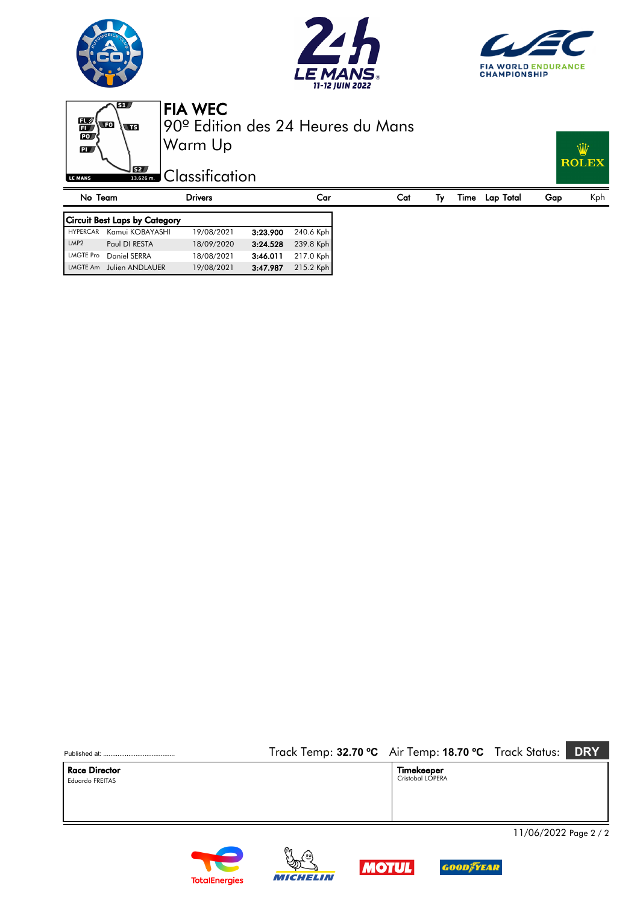# FIA WEC

## 90º Edition des 24 Heures du Mans

## Warm Up

## Classification

| No | Team | Drivers | Car | Cat | Ty | Time | Lap | Total | Gap | Kph |
|---|---|---|---|---|---|---|---|---|---|---|

**Circuit Best Laps by Category**

| | | | | |
|---|---|---|---|---|
| HYPERCAR | Kamui KOBAYASHI | 19/08/2021 | **3:23.900** | 240.6 Kph |
| LMP2 | Paul DI RESTA | 18/09/2020 | **3:24.528** | 239.8 Kph |
| LMGTE Pro | Daniel SERRA | 18/08/2021 | **3:46.011** | 217.0 Kph |
| LMGTE Am | Julien ANDLAUER | 19/08/2021 | **3:47.987** | 215.2 Kph |

Published at: ........................................

Track Temp: **32.70 ºC** Air Temp: **18.70 ºC** Track Status: **DRY**

**Race Director**
Eduardo FREITAS

**Timekeeper**
Cristobal LOPERA

11/06/2022